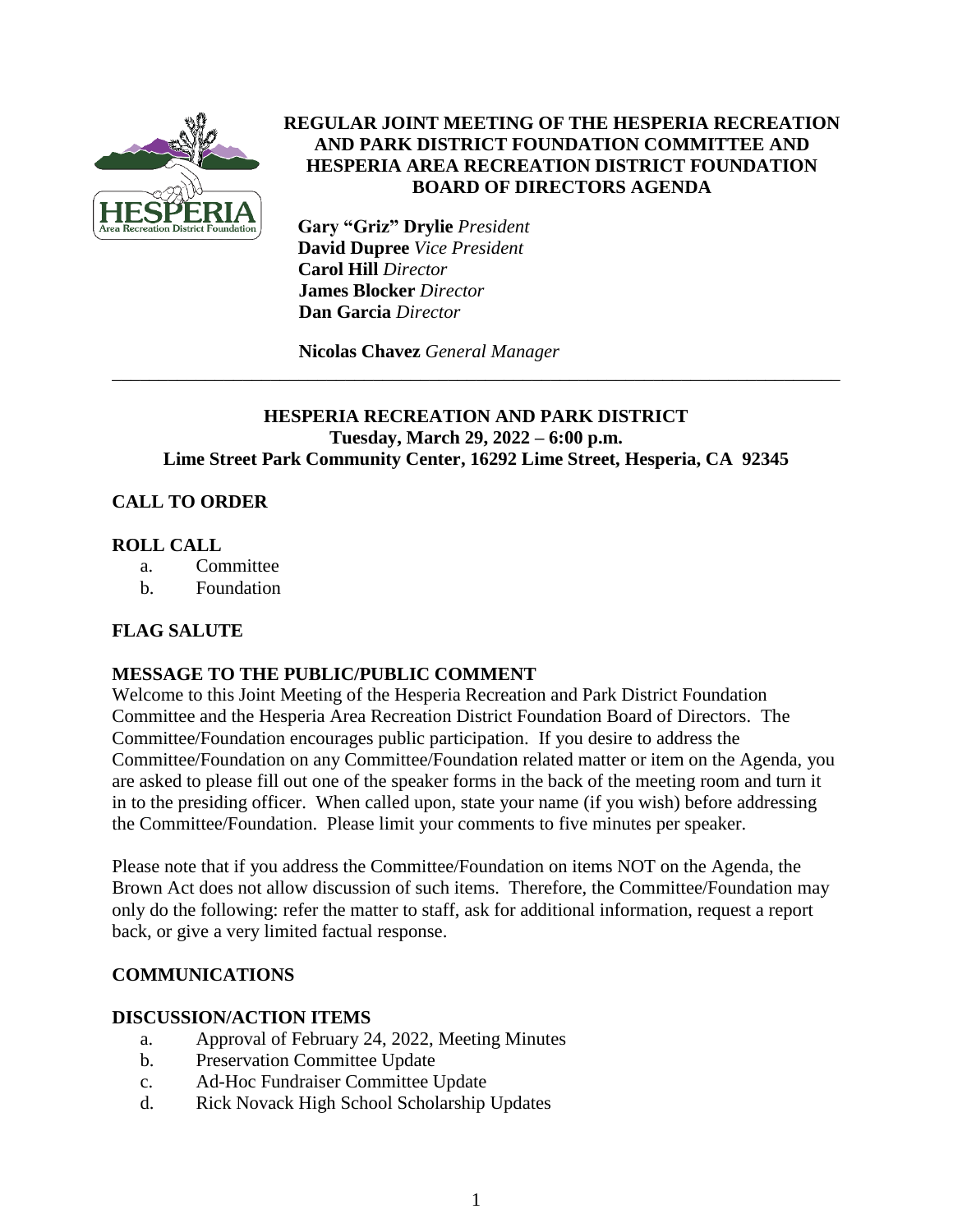# REGULAR JOINT MEETING OF THE HESPERIA RECREATION AND PARK DISTRICT FOUNDATION COMMITTEE AND HESPERIA AREA RECREATION DISTRICT FOUNDATION BOARD OF DIRECTORS AGENDA

**Gary "Griz" Drylie** *President*
**David Dupree** *Vice President*
**Carol Hill** *Director*
**James Blocker** *Director*
**Dan Garcia** *Director*

**Nicolas Chavez** *General Manager*

---

## HESPERIA RECREATION AND PARK DISTRICT
**Tuesday, March 29, 2022 – 6:00 p.m.**
**Lime Street Park Community Center, 16292 Lime Street, Hesperia, CA 92345**

### CALL TO ORDER

### ROLL CALL

a. Committee
b. Foundation

### FLAG SALUTE

### MESSAGE TO THE PUBLIC/PUBLIC COMMENT

Welcome to this Joint Meeting of the Hesperia Recreation and Park District Foundation Committee and the Hesperia Area Recreation District Foundation Board of Directors. The Committee/Foundation encourages public participation. If you desire to address the Committee/Foundation on any Committee/Foundation related matter or item on the Agenda, you are asked to please fill out one of the speaker forms in the back of the meeting room and turn it in to the presiding officer. When called upon, state your name (if you wish) before addressing the Committee/Foundation. Please limit your comments to five minutes per speaker.

Please note that if you address the Committee/Foundation on items NOT on the Agenda, the Brown Act does not allow discussion of such items. Therefore, the Committee/Foundation may only do the following: refer the matter to staff, ask for additional information, request a report back, or give a very limited factual response.

### COMMUNICATIONS

### DISCUSSION/ACTION ITEMS

a. Approval of February 24, 2022, Meeting Minutes
b. Preservation Committee Update
c. Ad-Hoc Fundraiser Committee Update
d. Rick Novack High School Scholarship Updates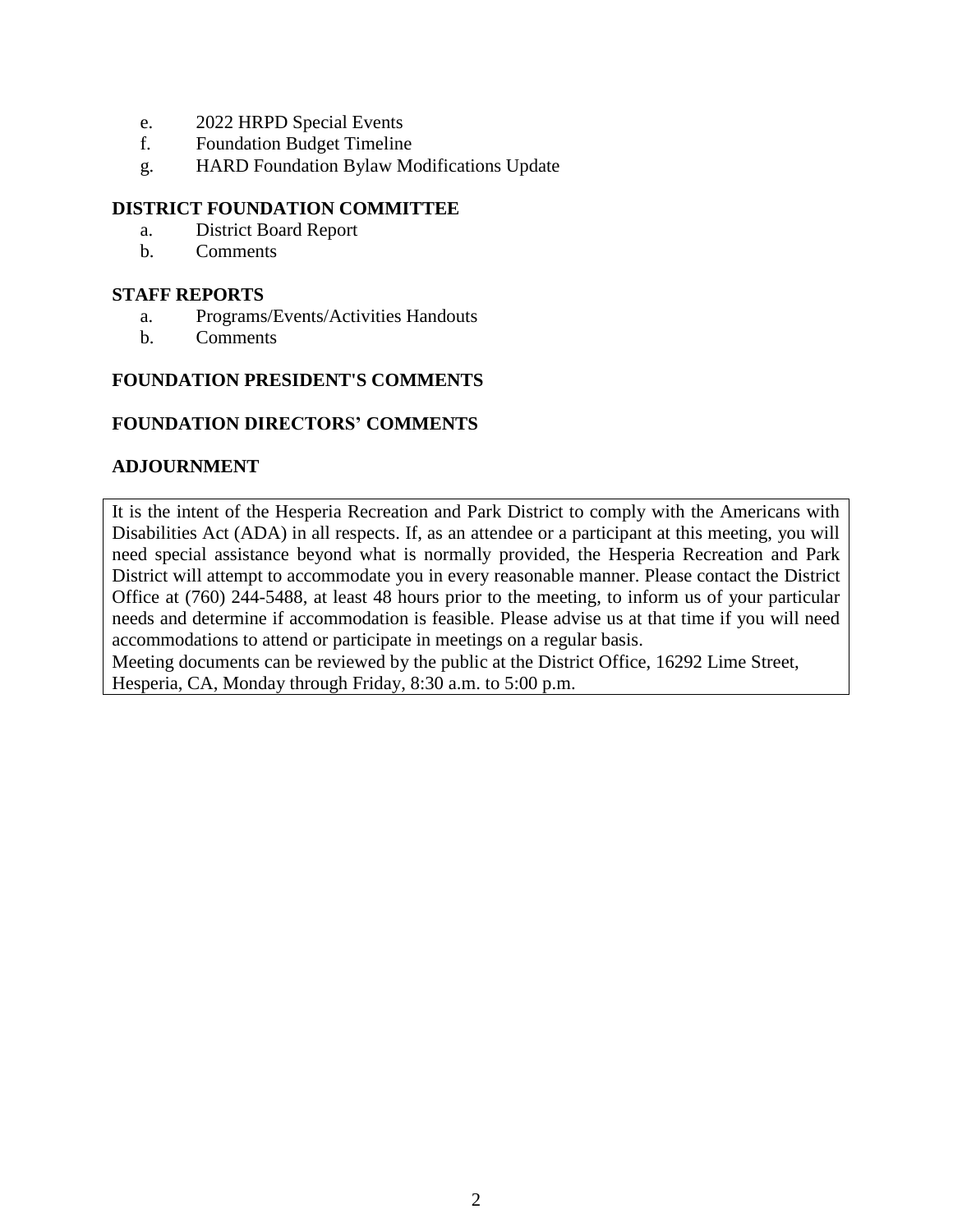e. 2022 HRPD Special Events
f. Foundation Budget Timeline
g. HARD Foundation Bylaw Modifications Update

**DISTRICT FOUNDATION COMMITTEE**

a. District Board Report
b. Comments

**STAFF REPORTS**

a. Programs/Events/Activities Handouts
b. Comments

**FOUNDATION PRESIDENT'S COMMENTS**

**FOUNDATION DIRECTORS' COMMENTS**

**ADJOURNMENT**

It is the intent of the Hesperia Recreation and Park District to comply with the Americans with Disabilities Act (ADA) in all respects. If, as an attendee or a participant at this meeting, you will need special assistance beyond what is normally provided, the Hesperia Recreation and Park District will attempt to accommodate you in every reasonable manner. Please contact the District Office at (760) 244-5488, at least 48 hours prior to the meeting, to inform us of your particular needs and determine if accommodation is feasible. Please advise us at that time if you will need accommodations to attend or participate in meetings on a regular basis.
Meeting documents can be reviewed by the public at the District Office, 16292 Lime Street, Hesperia, CA, Monday through Friday, 8:30 a.m. to 5:00 p.m.